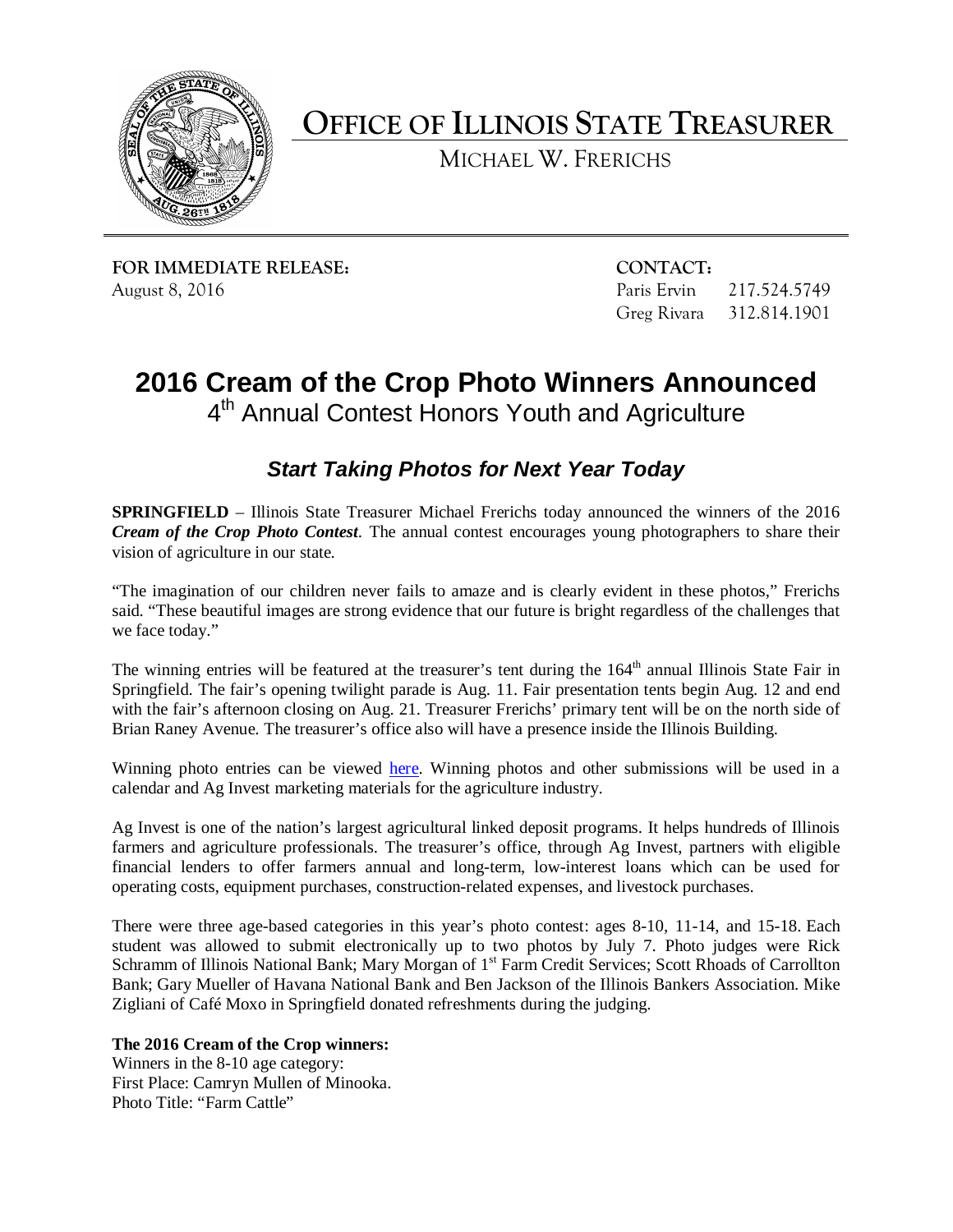# OFFICE OF ILLINOIS STATE TREASURER

MICHAEL W. FRERICHS

**FOR IMMEDIATE RELEASE:**
August 8, 2016

**CONTACT:**
Paris Ervin 217.524.5749
Greg Rivara 312.814.1901

# 2016 Cream of the Crop Photo Winners Announced

## 4th Annual Contest Honors Youth and Agriculture

### *Start Taking Photos for Next Year Today*

**SPRINGFIELD** – Illinois State Treasurer Michael Frerichs today announced the winners of the 2016 ***Cream of the Crop Photo Contest***. The annual contest encourages young photographers to share their vision of agriculture in our state.

"The imagination of our children never fails to amaze and is clearly evident in these photos," Frerichs said. "These beautiful images are strong evidence that our future is bright regardless of the challenges that we face today."

The winning entries will be featured at the treasurer's tent during the 164th annual Illinois State Fair in Springfield. The fair's opening twilight parade is Aug. 11. Fair presentation tents begin Aug. 12 and end with the fair's afternoon closing on Aug. 21. Treasurer Frerichs' primary tent will be on the north side of Brian Raney Avenue. The treasurer's office also will have a presence inside the Illinois Building.

Winning photo entries can be viewed here. Winning photos and other submissions will be used in a calendar and Ag Invest marketing materials for the agriculture industry.

Ag Invest is one of the nation's largest agricultural linked deposit programs. It helps hundreds of Illinois farmers and agriculture professionals. The treasurer's office, through Ag Invest, partners with eligible financial lenders to offer farmers annual and long-term, low-interest loans which can be used for operating costs, equipment purchases, construction-related expenses, and livestock purchases.

There were three age-based categories in this year's photo contest: ages 8-10, 11-14, and 15-18. Each student was allowed to submit electronically up to two photos by July 7. Photo judges were Rick Schramm of Illinois National Bank; Mary Morgan of 1st Farm Credit Services; Scott Rhoads of Carrollton Bank; Gary Mueller of Havana National Bank and Ben Jackson of the Illinois Bankers Association. Mike Zigliani of Café Moxo in Springfield donated refreshments during the judging.

**The 2016 Cream of the Crop winners:**
Winners in the 8-10 age category:
First Place: Camryn Mullen of Minooka.
Photo Title: "Farm Cattle"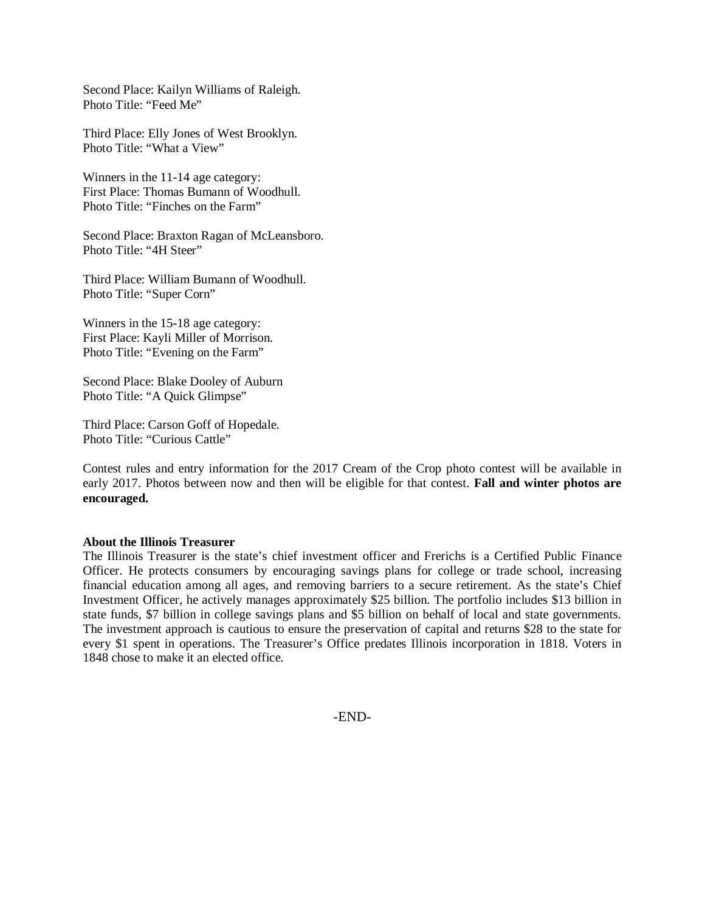Second Place: Kailyn Williams of Raleigh.
Photo Title: “Feed Me”

Third Place: Elly Jones of West Brooklyn.
Photo Title: “What a View”

Winners in the 11-14 age category:
First Place: Thomas Bumann of Woodhull.
Photo Title: “Finches on the Farm”

Second Place: Braxton Ragan of McLeansboro.
Photo Title: “4H Steer”

Third Place: William Bumann of Woodhull.
Photo Title: “Super Corn”

Winners in the 15-18 age category:
First Place: Kayli Miller of Morrison.
Photo Title: “Evening on the Farm”

Second Place: Blake Dooley of Auburn
Photo Title: “A Quick Glimpse”

Third Place: Carson Goff of Hopedale.
Photo Title: “Curious Cattle”

Contest rules and entry information for the 2017 Cream of the Crop photo contest will be available in early 2017. Photos between now and then will be eligible for that contest. **Fall and winter photos are encouraged.**

**About the Illinois Treasurer**
The Illinois Treasurer is the state’s chief investment officer and Frerichs is a Certified Public Finance Officer. He protects consumers by encouraging savings plans for college or trade school, increasing financial education among all ages, and removing barriers to a secure retirement. As the state’s Chief Investment Officer, he actively manages approximately $25 billion. The portfolio includes $13 billion in state funds, $7 billion in college savings plans and $5 billion on behalf of local and state governments. The investment approach is cautious to ensure the preservation of capital and returns $28 to the state for every $1 spent in operations. The Treasurer’s Office predates Illinois incorporation in 1818. Voters in 1848 chose to make it an elected office.

-END-